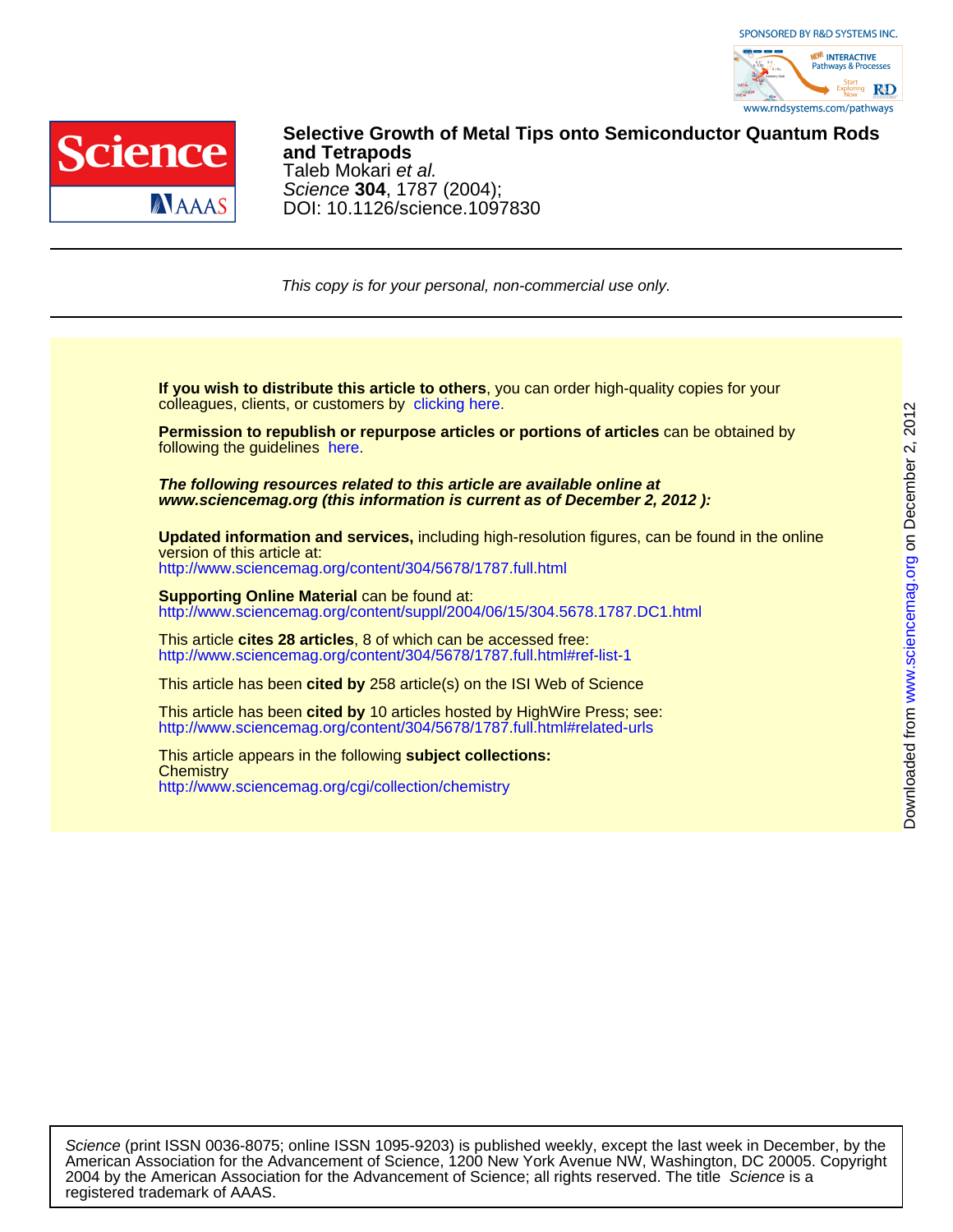SPONSORED BY R&D SYSTEMS INC.

# Selective Growth of Metal Tips onto Semiconductor Quantum Rods and Tetrapods

Taleb Mokari *et al.*

*Science* **304**, 1787 (2004);

DOI: 10.1126/science.1097830

*This copy is for your personal, non-commercial use only.*

**If you wish to distribute this article to others**, you can order high-quality copies for your colleagues, clients, or customers by clicking here.

**Permission to republish or repurpose articles or portions of articles** can be obtained by following the guidelines here.

***The following resources related to this article are available online at www.sciencemag.org (this information is current as of December 2, 2012 ):***

**Updated information and services,** including high-resolution figures, can be found in the online version of this article at:
http://www.sciencemag.org/content/304/5678/1787.full.html

**Supporting Online Material** can be found at:
http://www.sciencemag.org/content/suppl/2004/06/15/304.5678.1787.DC1.html

This article **cites 28 articles**, 8 of which can be accessed free:
http://www.sciencemag.org/content/304/5678/1787.full.html#ref-list-1

This article has been **cited by** 258 article(s) on the ISI Web of Science

This article has been **cited by** 10 articles hosted by HighWire Press; see:
http://www.sciencemag.org/content/304/5678/1787.full.html#related-urls

This article appears in the following **subject collections:**
Chemistry
http://www.sciencemag.org/cgi/collection/chemistry

Downloaded from www.sciencemag.org on December 2, 2012

*Science* (print ISSN 0036-8075; online ISSN 1095-9203) is published weekly, except the last week in December, by the American Association for the Advancement of Science, 1200 New York Avenue NW, Washington, DC 20005. Copyright 2004 by the American Association for the Advancement of Science; all rights reserved. The title *Science* is a registered trademark of AAAS.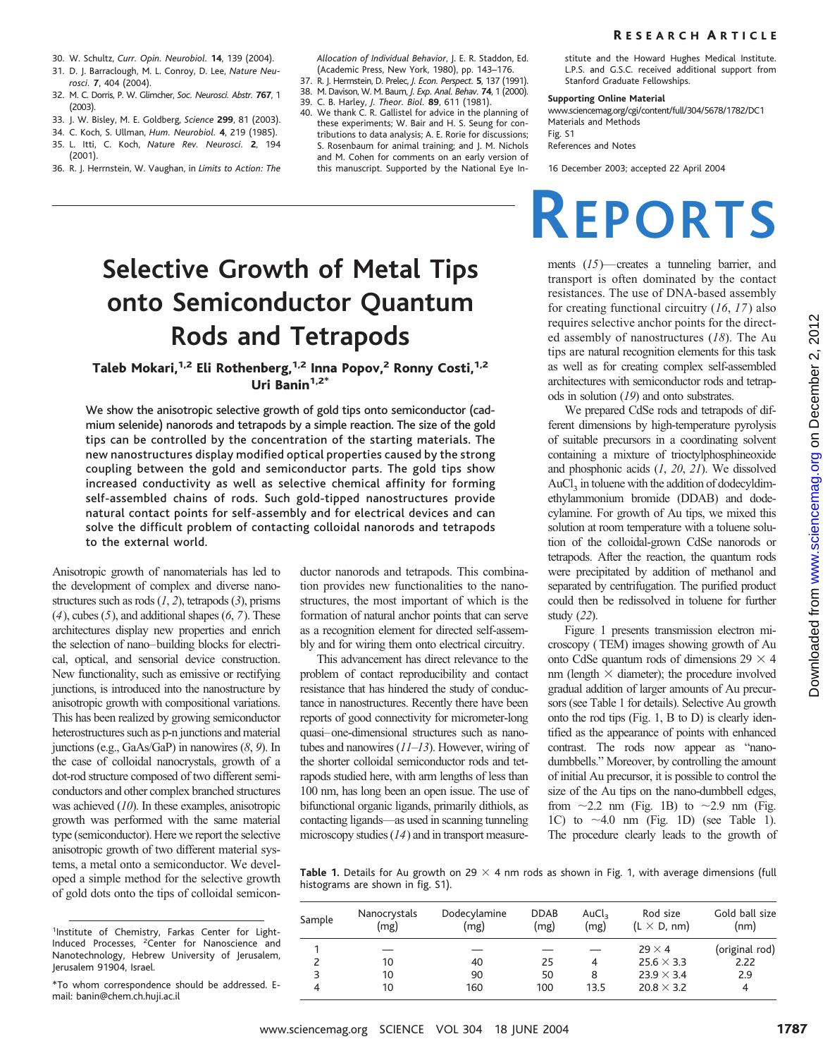30. W. Schultz, *Curr. Opin. Neurobiol.* **14**, 139 (2004).
31. D. J. Barraclough, M. L. Conroy, D. Lee, *Nature Neurosci.* **7**, 404 (2004).
32. M. C. Dorris, P. W. Glimcher, *Soc. Neurosci. Abstr.* **767**, 1 (2003).
33. J. W. Bisley, M. E. Goldberg, *Science* **299**, 81 (2003).
34. C. Koch, S. Ullman, *Hum. Neurobiol.* **4**, 219 (1985).
35. L. Itti, C. Koch, *Nature Rev. Neurosci.* **2**, 194 (2001).
36. R. J. Herrnstein, W. Vaughan, in *Limits to Action: The Allocation of Individual Behavior*, J. E. R. Staddon, Ed. (Academic Press, New York, 1980), pp. 143–176.
37. R. J. Herrnstein, D. Prelec, *J. Econ. Perspect.* **5**, 137 (1991).
38. M. Davison, W. M. Baum, *J. Exp. Anal. Behav.* **74**, 1 (2000).
39. C. B. Harley, *J. Theor. Biol.* **89**, 611 (1981).
40. We thank C. R. Gallistel for advice in the planning of these experiments; W. Bair and H. S. Seung for contributions to data analysis; A. E. Rorie for discussions; S. Rosenbaum for animal training; and J. M. Nichols and M. Cohen for comments on an early version of this manuscript. Supported by the National Eye Institute and the Howard Hughes Medical Institute. L.P.S. and G.S.C. received additional support from Stanford Graduate Fellowships.

**Supporting Online Material**
www.sciencemag.org/cgi/content/full/304/5678/1782/DC1
Materials and Methods
Fig. S1
References and Notes

16 December 2003; accepted 22 April 2004

# REPORTS

## Selective Growth of Metal Tips onto Semiconductor Quantum Rods and Tetrapods

**Taleb Mokari,[1,2] Eli Rothenberg,[1,2] Inna Popov,[2] Ronny Costi,[1,2] Uri Banin[1,2*]**

**We show the anisotropic selective growth of gold tips onto semiconductor (cadmium selenide) nanorods and tetrapods by a simple reaction. The size of the gold tips can be controlled by the concentration of the starting materials. The new nanostructures display modified optical properties caused by the strong coupling between the gold and semiconductor parts. The gold tips show increased conductivity as well as selective chemical affinity for forming self-assembled chains of rods. Such gold-tipped nanostructures provide natural contact points for self-assembly and for electrical devices and can solve the difficult problem of contacting colloidal nanorods and tetrapods to the external world.**

Anisotropic growth of nanomaterials has led to the development of complex and diverse nanostructures such as rods (*1*, *2*), tetrapods (*3*), prisms (*4*), cubes (*5*), and additional shapes (*6*, *7*). These architectures display new properties and enrich the selection of nano–building blocks for electrical, optical, and sensorial device construction. New functionality, such as emissive or rectifying junctions, is introduced into the nanostructure by anisotropic growth with compositional variations. This has been realized by growing semiconductor heterostructures such as p-n junctions and material junctions (e.g., GaAs/GaP) in nanowires (*8*, *9*). In the case of colloidal nanocrystals, growth of a dot-rod structure composed of two different semiconductors and other complex branched structures was achieved (*10*). In these examples, anisotropic growth was performed with the same material type (semiconductor). Here we report the selective anisotropic growth of two different material systems, a metal onto a semiconductor. We developed a simple method for the selective growth of gold dots onto the tips of colloidal semiconductor nanorods and tetrapods. This combination provides new functionalities to the nanostructures, the most important of which is the formation of natural anchor points that can serve as a recognition element for directed self-assembly and for wiring them onto electrical circuitry.

This advancement has direct relevance to the problem of contact reproducibility and contact resistance that has hindered the study of conductance in nanostructures. Recently there have been reports of good connectivity for micrometer-long quasi–one-dimensional structures such as nanotubes and nanowires (*11*–*13*). However, wiring of the shorter colloidal semiconductor rods and tetrapods studied here, with arm lengths of less than 100 nm, has long been an open issue. The use of bifunctional organic ligands, primarily dithiols, as contacting ligands—as used in scanning tunneling microscopy studies (*14*) and in transport measurements (*15*)—creates a tunneling barrier, and transport is often dominated by the contact resistances. The use of DNA-based assembly for creating functional circuitry (*16*, *17*) also requires selective anchor points for the directed assembly of nanostructures (*18*). The Au tips are natural recognition elements for this task as well as for creating complex self-assembled architectures with semiconductor rods and tetrapods in solution (*19*) and onto substrates.

We prepared CdSe rods and tetrapods of different dimensions by high-temperature pyrolysis of suitable precursors in a coordinating solvent containing a mixture of trioctylphosphineoxide and phosphonic acids (*1*, *20*, *21*). We dissolved $AuCl_3$ in toluene with the addition of dodecyldimethylammonium bromide (DDAB) and dodecylamine. For growth of Au tips, we mixed this solution at room temperature with a toluene solution of the colloidal-grown CdSe nanorods or tetrapods. After the reaction, the quantum rods were precipitated by addition of methanol and separated by centrifugation. The purified product could then be redissolved in toluene for further study (*22*).

Figure 1 presents transmission electron microscopy (TEM) images showing growth of Au onto CdSe quantum rods of dimensions 29 × 4 nm (length × diameter); the procedure involved gradual addition of larger amounts of Au precursors (see Table 1 for details). Selective Au growth onto the rod tips (Fig. 1, B to D) is clearly identified as the appearance of points with enhanced contrast. The rods now appear as "nano-dumbbells." Moreover, by controlling the amount of initial Au precursor, it is possible to control the size of the Au tips on the nano-dumbbell edges, from ~2.2 nm (Fig. 1B) to ~2.9 nm (Fig. 1C) to ~4.0 nm (Fig. 1D) (see Table 1). The procedure clearly leads to the growth of

**Table 1.** Details for Au growth on 29 × 4 nm rods as shown in Fig. 1, with average dimensions (full histograms are shown in fig. S1).

| Sample | Nanocrystals (mg) | Dodecylamine (mg) | DDAB (mg) | $AuCl_3$ (mg) | Rod size (L × D, nm) | Gold ball size (nm) |
|---|---|---|---|---|---|---|
| 1 | — | — | — | — | 29 × 4 | (original rod) |
| 2 | 10 | 40 | 25 | 4 | 25.6 × 3.3 | 2.22 |
| 3 | 10 | 90 | 50 | 8 | 23.9 × 3.4 | 2.9 |
| 4 | 10 | 160 | 100 | 13.5 | 20.8 × 3.2 | 4 |

[1]Institute of Chemistry, Farkas Center for Light-Induced Processes, [2]Center for Nanoscience and Nanotechnology, Hebrew University of Jerusalem, Jerusalem 91904, Israel.

*To whom correspondence should be addressed. E-mail: banin@chem.ch.huji.ac.il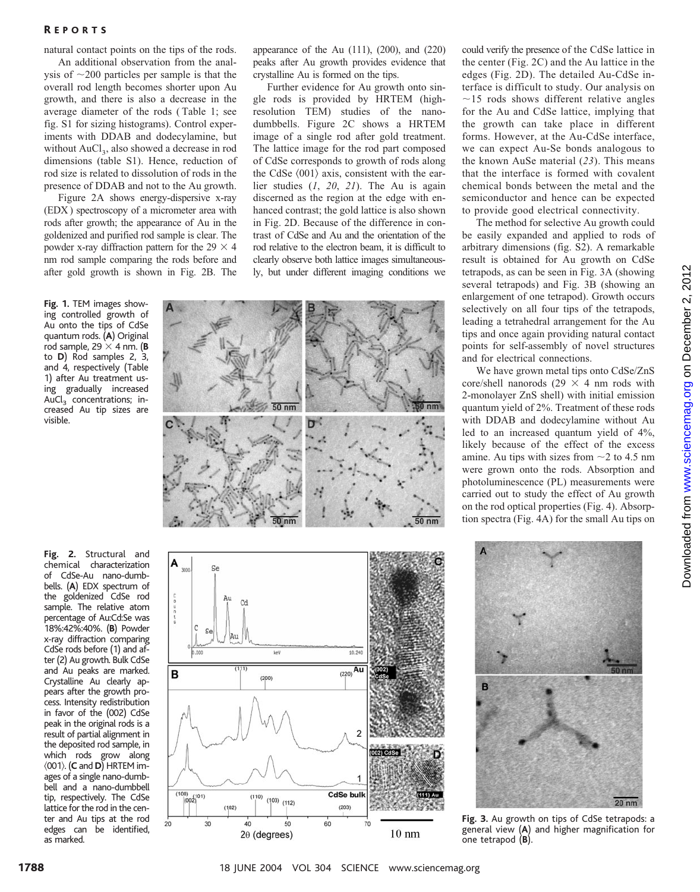natural contact points on the tips of the rods.

An additional observation from the analysis of ~200 particles per sample is that the overall rod length becomes shorter upon Au growth, and there is also a decrease in the average diameter of the rods (Table 1; see fig. S1 for sizing histograms). Control experiments with DDAB and dodecylamine, but without $AuCl_3$, also showed a decrease in rod dimensions (table S1). Hence, reduction of rod size is related to dissolution of rods in the presence of DDAB and not to the Au growth.

Figure 2A shows energy-dispersive x-ray (EDX) spectroscopy of a micrometer area with rods after growth; the appearance of Au in the goldenized and purified rod sample is clear. The powder x-ray diffraction pattern for the 29 × 4 nm rod sample comparing the rods before and after gold growth is shown in Fig. 2B. The appearance of the Au (111), (200), and (220) peaks after Au growth provides evidence that crystalline Au is formed on the tips.

Further evidence for Au growth onto single rods is provided by HRTEM (high-resolution TEM) studies of the nanodumbbells. Figure 2C shows a HRTEM image of a single rod after gold treatment. The lattice image for the rod part composed of CdSe corresponds to growth of rods along the CdSe ⟨001⟩ axis, consistent with the earlier studies (*1*, *20*, *21*). The Au is again discerned as the region at the edge with enhanced contrast; the gold lattice is also shown in Fig. 2D. Because of the difference in contrast of CdSe and Au and the orientation of the rod relative to the electron beam, it is difficult to clearly observe both lattice images simultaneously, but under different imaging conditions we could verify the presence of the CdSe lattice in the center (Fig. 2C) and the Au lattice in the edges (Fig. 2D). The detailed Au-CdSe interface is difficult to study. Our analysis on ~15 rods shows different relative angles for the Au and CdSe lattice, implying that the growth can take place in different forms. However, at the Au-CdSe interface, we can expect Au-Se bonds analogous to the known AuSe material (*23*). This means that the interface is formed with covalent chemical bonds between the metal and the semiconductor and hence can be expected to provide good electrical connectivity.

The method for selective Au growth could be easily expanded and applied to rods of arbitrary dimensions (fig. S2). A remarkable result is obtained for Au growth on CdSe tetrapods, as can be seen in Fig. 3A (showing several tetrapods) and Fig. 3B (showing an enlargement of one tetrapod). Growth occurs selectively on all four tips of the tetrapods, leading a tetrahedral arrangement for the Au tips and once again providing natural contact points for self-assembly of novel structures and for electrical connections.

We have grown metal tips onto CdSe/ZnS core/shell nanorods (29 × 4 nm rods with 2-monolayer ZnS shell) with initial emission quantum yield of 2%. Treatment of these rods with DDAB and dodecylamine without Au led to an increased quantum yield of 4%, likely because of the effect of the excess amine. Au tips with sizes from ~2 to 4.5 nm were grown onto the rods. Absorption and photoluminescence (PL) measurements were carried out to study the effect of Au growth on the rod optical properties (Fig. 4). Absorption spectra (Fig. 4A) for the small Au tips on

**Fig. 1.** TEM images showing controlled growth of Au onto the tips of CdSe quantum rods. (**A**) Original rod sample, 29 × 4 nm. (**B** to **D**) Rod samples 2, 3, and 4, respectively (Table 1) after Au treatment using gradually increased $AuCl_3$ concentrations; increased Au tip sizes are visible.

**Fig. 2.** Structural and chemical characterization of CdSe-Au nano-dumbbells. (**A**) EDX spectrum of the goldenized CdSe rod sample. The relative atom percentage of Au:Cd:Se was 18%:42%:40%. (**B**) Powder x-ray diffraction comparing CdSe rods before (1) and after (2) Au growth. Bulk CdSe and Au peaks are marked. Crystalline Au clearly appears after the growth process. Intensity redistribution in favor of the (002) CdSe peak in the original rods is a result of partial alignment in the deposited rod sample, in which rods grow along ⟨001⟩. (**C** and **D**) HRTEM images of a single nano-dumbbell and a nano-dumbbell tip, respectively. The CdSe lattice for the rod in the center and Au tips at the rod edges can be identified, as marked.

**Fig. 3.** Au growth on tips of CdSe tetrapods: a general view (**A**) and higher magnification for one tetrapod (**B**).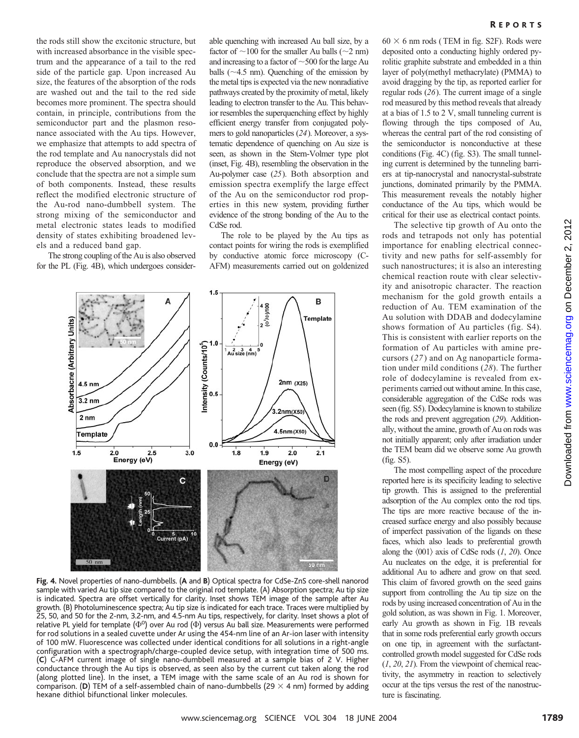the rods still show the excitonic structure, but with increased absorbance in the visible spectrum and the appearance of a tail to the red side of the particle gap. Upon increased Au size, the features of the absorption of the rods are washed out and the tail to the red side becomes more prominent. The spectra should contain, in principle, contributions from the semiconductor part and the plasmon resonance associated with the Au tips. However, we emphasize that attempts to add spectra of the rod template and Au nanocrystals did not reproduce the observed absorption, and we conclude that the spectra are not a simple sum of both components. Instead, these results reflect the modified electronic structure of the Au-rod nano-dumbbell system. The strong mixing of the semiconductor and metal electronic states leads to modified density of states exhibiting broadened levels and a reduced band gap.

The strong coupling of the Au is also observed for the PL (Fig. 4B), which undergoes considerable quenching with increased Au ball size, by a factor of ~100 for the smaller Au balls (~2 nm) and increasing to a factor of ~500 for the large Au balls (~4.5 nm). Quenching of the emission by the metal tips is expected via the new nonradiative pathways created by the proximity of metal, likely leading to electron transfer to the Au. This behavior resembles the superquenching effect by highly efficient energy transfer from conjugated polymers to gold nanoparticles (*24*). Moreover, a systematic dependence of quenching on Au size is seen, as shown in the Stern-Volmer type plot (inset, Fig. 4B), resembling the observation in the Au-polymer case (*25*). Both absorption and emission spectra exemplify the large effect of the Au on the semiconductor rod properties in this new system, providing further evidence of the strong bonding of the Au to the CdSe rod.

The role to be played by the Au tips as contact points for wiring the rods is exemplified by conductive atomic force microscopy (C-AFM) measurements carried out on goldenized $60 \times 6$ nm rods (TEM in fig. S2F). Rods were deposited onto a conducting highly ordered pyrolitic graphite substrate and embedded in a thin layer of poly(methyl methacrylate) (PMMA) to avoid dragging by the tip, as reported earlier for regular rods (*26*). The current image of a single rod measured by this method reveals that already at a bias of 1.5 to 2 V, small tunneling current is flowing through the tips composed of Au, whereas the central part of the rod consisting of the semiconductor is nonconductive at these conditions (Fig. 4C) (fig. S3). The small tunneling current is determined by the tunneling barriers at tip-nanocrystal and nanocrystal-substrate junctions, dominated primarily by the PMMA. This measurement reveals the notably higher conductance of the Au tips, which would be critical for their use as electrical contact points.

The selective tip growth of Au onto the rods and tetrapods not only has potential importance for enabling electrical connectivity and new paths for self-assembly for such nanostructures; it is also an interesting chemical reaction route with clear selectivity and anisotropic character. The reaction mechanism for the gold growth entails a reduction of Au. TEM examination of the Au solution with DDAB and dodecylamine shows formation of Au particles (fig. S4). This is consistent with earlier reports on the formation of Au particles with amine precursors (*27*) and on Ag nanoparticle formation under mild conditions (*28*). The further role of dodecylamine is revealed from experiments carried out without amine. In this case, considerable aggregation of the CdSe rods was seen (fig. S5). Dodecylamine is known to stabilize the rods and prevent aggregation (*29*). Additionally, without the amine, growth of Au on rods was not initially apparent; only after irradiation under the TEM beam did we observe some Au growth (fig. S5).

The most compelling aspect of the procedure reported here is its specificity leading to selective tip growth. This is assigned to the preferential adsorption of the Au complex onto the rod tips. The tips are more reactive because of the increased surface energy and also possibly because of imperfect passivation of the ligands on these faces, which also leads to preferential growth along the ⟨001⟩ axis of CdSe rods (*1*, *20*). Once Au nucleates on the edge, it is preferential for additional Au to adhere and grow on that seed. This claim of favored growth on the seed gains support from controlling the Au tip size on the rods by using increased concentration of Au in the gold solution, as was shown in Fig. 1. Moreover, early Au growth as shown in Fig. 1B reveals that in some rods preferential early growth occurs on one tip, in agreement with the surfactant-controlled growth model suggested for CdSe rods (*1*, *20*, *21*). From the viewpoint of chemical reactivity, the asymmetry in reaction to selectively occur at the tips versus the rest of the nanostructure is fascinating.

**Fig. 4.** Novel properties of nano-dumbbells. (**A** and **B**) Optical spectra for CdSe-ZnS core-shell nanorod sample with varied Au tip size compared to the original rod template. (A) Absorption spectra; Au tip size is indicated. Spectra are offset vertically for clarity. Inset shows TEM image of the sample after Au growth. (B) Photoluminescence spectra; Au tip size is indicated for each trace. Traces were multiplied by 25, 50, and 50 for the 2-nm, 3.2-nm, and 4.5-nm Au tips, respectively, for clarity. Inset shows a plot of relative PL yield for template ($\Phi^0$) over Au rod ($\Phi$) versus Au ball size. Measurements were performed for rod solutions in a sealed cuvette under Ar using the 454-nm line of an Ar-ion laser with intensity of 100 mW. Fluorescence was collected under identical conditions for all solutions in a right-angle configuration with a spectrograph/charge-coupled device setup, with integration time of 500 ms. (**C**) C-AFM current image of single nano-dumbbell measured at a sample bias of 2 V. Higher conductance through the Au tips is observed, as seen also by the current cut taken along the rod (along plotted line). In the inset, a TEM image with the same scale of an Au rod is shown for comparison. (**D**) TEM of a self-assembled chain of nano-dumbbells ($29 \times 4$ nm) formed by adding hexane dithiol bifunctional linker molecules.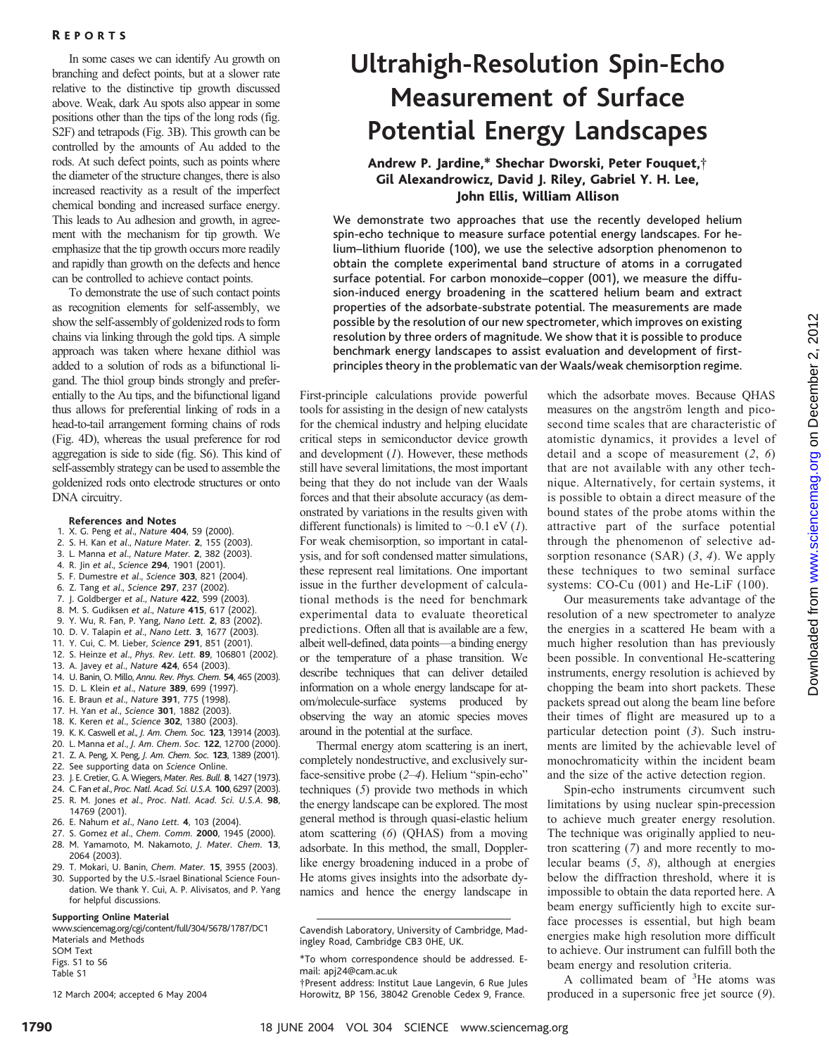In some cases we can identify Au growth on branching and defect points, but at a slower rate relative to the distinctive tip growth discussed above. Weak, dark Au spots also appear in some positions other than the tips of the long rods (fig. S2F) and tetrapods (Fig. 3B). This growth can be controlled by the amounts of Au added to the rods. At such defect points, such as points where the diameter of the structure changes, there is also increased reactivity as a result of the imperfect chemical bonding and increased surface energy. This leads to Au adhesion and growth, in agreement with the mechanism for tip growth. We emphasize that the tip growth occurs more readily and rapidly than growth on the defects and hence can be controlled to achieve contact points.

To demonstrate the use of such contact points as recognition elements for self-assembly, we show the self-assembly of goldenized rods to form chains via linking through the gold tips. A simple approach was taken where hexane dithiol was added to a solution of rods as a bifunctional ligand. The thiol group binds strongly and preferentially to the Au tips, and the bifunctional ligand thus allows for preferential linking of rods in a head-to-tail arrangement forming chains of rods (Fig. 4D), whereas the usual preference for rod aggregation is side to side (fig. S6). This kind of self-assembly strategy can be used to assemble the goldenized rods onto electrode structures or onto DNA circuitry.

### References and Notes

1. X. G. Peng *et al.*, *Nature* **404**, 59 (2000).
2. S. H. Kan *et al.*, *Nature Mater.* **2**, 155 (2003).
3. L. Manna *et al.*, *Nature Mater.* **2**, 382 (2003).
4. R. Jin *et al.*, *Science* **294**, 1901 (2001).
5. F. Dumestre *et al.*, *Science* **303**, 821 (2004).
6. Z. Tang *et al.*, *Science* **297**, 237 (2002).
7. J. Goldberger *et al.*, *Nature* **422**, 599 (2003).
8. M. S. Gudiksen *et al.*, *Nature* **415**, 617 (2002).
9. Y. Wu, R. Fan, P. Yang, *Nano Lett.* **2**, 83 (2002).
10. D. V. Talapin *et al.*, *Nano Lett.* **3**, 1677 (2003).
11. Y. Cui, C. M. Lieber, *Science* **291**, 851 (2001).
12. S. Heinze *et al.*, *Phys. Rev. Lett.* **89**, 106801 (2002).
13. A. Javey *et al.*, *Nature* **424**, 654 (2003).
14. U. Banin, O. Millo, *Annu. Rev. Phys. Chem.* **54**, 465 (2003).
15. D. L. Klein *et al.*, *Nature* **389**, 699 (1997).
16. E. Braun *et al.*, *Nature* **391**, 775 (1998).
17. H. Yan *et al.*, *Science* **301**, 1882 (2003).
18. K. Keren *et al.*, *Science* **302**, 1380 (2003).
19. K. K. Caswell *et al.*, *J. Am. Chem. Soc.* **123**, 13914 (2003).
20. L. Manna *et al.*, *J. Am. Chem. Soc.* **122**, 12700 (2000).
21. Z. A. Peng, X. Peng, *J. Am. Chem. Soc.* **123**, 1389 (2001).
22. See supporting data on *Science* Online.
23. J. E. Cretier, G. A. Wiegers, *Mater. Res. Bull.* **8**, 1427 (1973).
24. C. Fan *et al.*, *Proc. Natl. Acad. Sci. U.S.A.* **100**, 6297 (2003).
25. R. M. Jones *et al.*, *Proc. Natl. Acad. Sci. U.S.A.* **98**, 14769 (2001).
26. E. Nahum *et al.*, *Nano Lett.* **4**, 103 (2004).
27. S. Gomez *et al.*, *Chem. Comm.* **2000**, 1945 (2000).
28. M. Yamamoto, M. Nakamoto, *J. Mater. Chem.* **13**, 2064 (2003).
29. T. Mokari, U. Banin, *Chem. Mater.* **15**, 3955 (2003).
30. Supported by the U.S.-Israel Binational Science Foundation. We thank Y. Cui, A. P. Alivisatos, and P. Yang for helpful discussions.

**Supporting Online Material**
www.sciencemag.org/cgi/content/full/304/5678/1787/DC1
Materials and Methods
SOM Text
Figs. S1 to S6
Table S1

12 March 2004; accepted 6 May 2004

# Ultrahigh-Resolution Spin-Echo Measurement of Surface Potential Energy Landscapes

**Andrew P. Jardine,\* Shechar Dworski, Peter Fouquet,† Gil Alexandrowicz, David J. Riley, Gabriel Y. H. Lee, John Ellis, William Allison**

We demonstrate two approaches that use the recently developed helium spin-echo technique to measure surface potential energy landscapes. For helium–lithium fluoride (100), we use the selective adsorption phenomenon to obtain the complete experimental band structure of atoms in a corrugated surface potential. For carbon monoxide–copper (001), we measure the diffusion-induced energy broadening in the scattered helium beam and extract properties of the adsorbate-substrate potential. The measurements are made possible by the resolution of our new spectrometer, which improves on existing resolution by three orders of magnitude. We show that it is possible to produce benchmark energy landscapes to assist evaluation and development of first-principles theory in the problematic van der Waals/weak chemisorption regime.

First-principle calculations provide powerful tools for assisting in the design of new catalysts for the chemical industry and helping elucidate critical steps in semiconductor device growth and development (*1*). However, these methods still have several limitations, the most important being that they do not include van der Waals forces and that their absolute accuracy (as demonstrated by variations in the results given with different functionals) is limited to ~0.1 eV (*1*). For weak chemisorption, so important in catalysis, and for soft condensed matter simulations, these represent real limitations. One important issue in the further development of calculational methods is the need for benchmark experimental data to evaluate theoretical predictions. Often all that is available are a few, albeit well-defined, data points—a binding energy or the temperature of a phase transition. We describe techniques that can deliver detailed information on a whole energy landscape for atom/molecule-surface systems produced by observing the way an atomic species moves around in the potential at the surface.

Thermal energy atom scattering is an inert, completely nondestructive, and exclusively surface-sensitive probe (*2–4*). Helium "spin-echo" techniques (*5*) provide two methods in which the energy landscape can be explored. The most general method is through quasi-elastic helium atom scattering (*6*) (QHAS) from a moving adsorbate. In this method, the small, Doppler-like energy broadening induced in a probe of He atoms gives insights into the adsorbate dynamics and hence the energy landscape in which the adsorbate moves. Because QHAS measures on the angström length and picosecond time scales that are characteristic of atomistic dynamics, it provides a level of detail and a scope of measurement (*2*, *6*) that are not available with any other technique. Alternatively, for certain systems, it is possible to obtain a direct measure of the bound states of the probe atoms within the attractive part of the surface potential through the phenomenon of selective adsorption resonance (SAR) (*3*, *4*). We apply these techniques to two seminal surface systems: CO-Cu (001) and He-LiF (100).

Our measurements take advantage of the resolution of a new spectrometer to analyze the energies in a scattered He beam with a much higher resolution than has previously been possible. In conventional He-scattering instruments, energy resolution is achieved by chopping the beam into short packets. These packets spread out along the beam line before their times of flight are measured up to a particular detection point (*3*). Such instruments are limited by the achievable level of monochromaticity within the incident beam and the size of the active detection region.

Spin-echo instruments circumvent such limitations by using nuclear spin-precession to achieve much greater energy resolution. The technique was originally applied to neutron scattering (*7*) and more recently to molecular beams (*5*, *8*), although at energies below the diffraction threshold, where it is impossible to obtain the data reported here. A beam energy sufficiently high to excite surface processes is essential, but high beam energies make high resolution more difficult to achieve. Our instrument can fulfill both the beam energy and resolution criteria.

A collimated beam of $^3$He atoms was produced in a supersonic free jet source (*9*).

Cavendish Laboratory, University of Cambridge, Madingley Road, Cambridge CB3 0HE, UK.

\*To whom correspondence should be addressed. E-mail: apj24@cam.ac.uk

†Present address: Institut Laue Langevin, 6 Rue Jules Horowitz, BP 156, 38042 Grenoble Cedex 9, France.